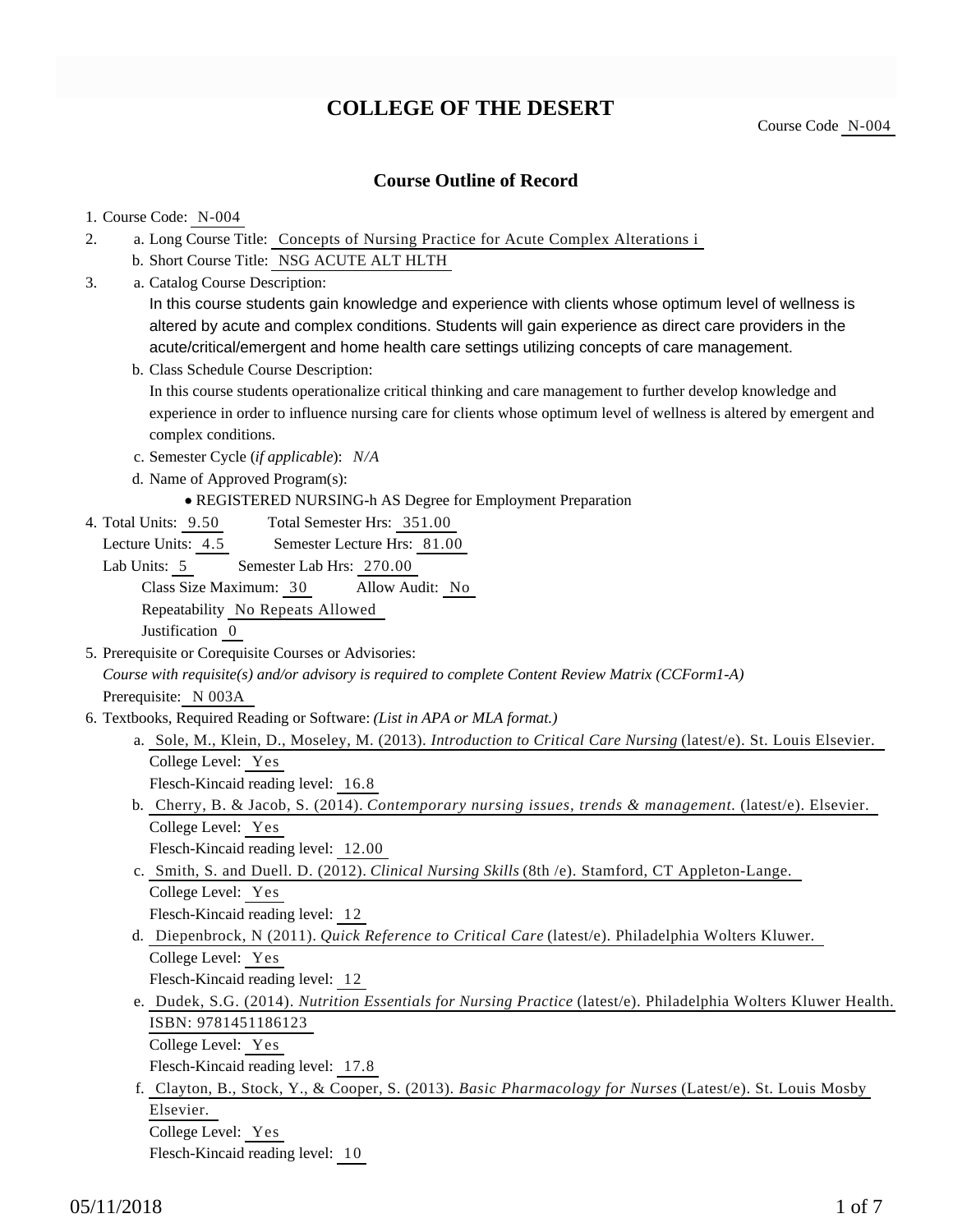# COLLEGE OF THE DESERT

Course Code N-004

## Course Outline of Record

1. Course Code: N-004
2. a. Long Course Title: Concepts of Nursing Practice for Acute Complex Alterations i
   b. Short Course Title: NSG ACUTE ALT HLTH
3. a. Catalog Course Description:
   In this course students gain knowledge and experience with clients whose optimum level of wellness is altered by acute and complex conditions. Students will gain experience as direct care providers in the acute/critical/emergent and home health care settings utilizing concepts of care management.
   b. Class Schedule Course Description:
   In this course students operationalize critical thinking and care management to further develop knowledge and experience in order to influence nursing care for clients whose optimum level of wellness is altered by emergent and complex conditions.
   c. Semester Cycle (*if applicable*): *N/A*
   d. Name of Approved Program(s):
      - REGISTERED NURSING-h AS Degree for Employment Preparation
4. Total Units: 9.50 Total Semester Hrs: 351.00
   Lecture Units: 4.5 Semester Lecture Hrs: 81.00
   Lab Units: 5 Semester Lab Hrs: 270.00
   Class Size Maximum: 30 Allow Audit: No
   Repeatability No Repeats Allowed
   Justification 0
5. Prerequisite or Corequisite Courses or Advisories:
   *Course with requisite(s) and/or advisory is required to complete Content Review Matrix (CCForm1-A)*
   Prerequisite: N 003A
6. Textbooks, Required Reading or Software: *(List in APA or MLA format.)*
   a. Sole, M., Klein, D., Moseley, M. (2013). *Introduction to Critical Care Nursing* (latest/e). St. Louis Elsevier.
      College Level: Yes
      Flesch-Kincaid reading level: 16.8
   b. Cherry, B. & Jacob, S. (2014). *Contemporary nursing issues, trends & management.* (latest/e). Elsevier.
      College Level: Yes
      Flesch-Kincaid reading level: 12.00
   c. Smith, S. and Duell. D. (2012). *Clinical Nursing Skills* (8th /e). Stamford, CT Appleton-Lange.
      College Level: Yes
      Flesch-Kincaid reading level: 12
   d. Diepenbrock, N (2011). *Quick Reference to Critical Care* (latest/e). Philadelphia Wolters Kluwer.
      College Level: Yes
      Flesch-Kincaid reading level: 12
   e. Dudek, S.G. (2014). *Nutrition Essentials for Nursing Practice* (latest/e). Philadelphia Wolters Kluwer Health. ISBN: 9781451186123
      College Level: Yes
      Flesch-Kincaid reading level: 17.8
   f. Clayton, B., Stock, Y., & Cooper, S. (2013). *Basic Pharmacology for Nurses* (Latest/e). St. Louis Mosby Elsevier.
      College Level: Yes
      Flesch-Kincaid reading level: 10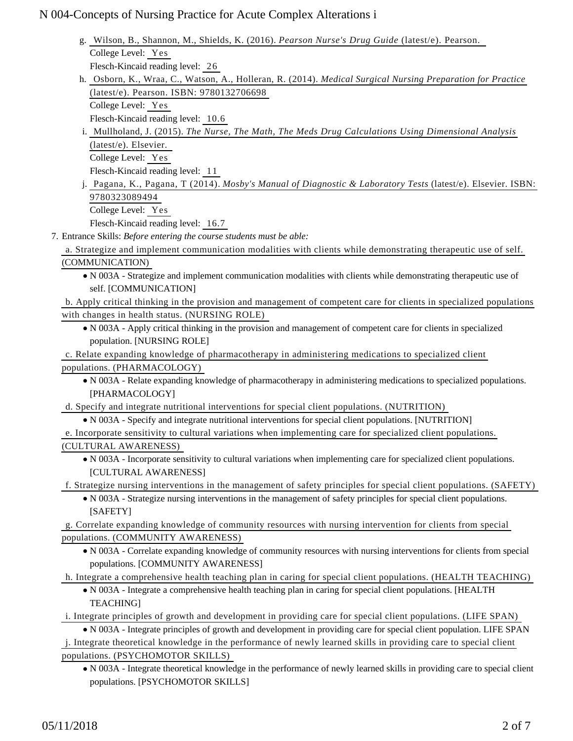g. Wilson, B., Shannon, M., Shields, K. (2016). *Pearson Nurse's Drug Guide* (latest/e). Pearson.
   College Level: Yes
   Flesch-Kincaid reading level: 26

h. Osborn, K., Wraa, C., Watson, A., Holleran, R. (2014). *Medical Surgical Nursing Preparation for Practice* (latest/e). Pearson. ISBN: 9780132706698
   College Level: Yes
   Flesch-Kincaid reading level: 10.6

i. Mullholand, J. (2015). *The Nurse, The Math, The Meds Drug Calculations Using Dimensional Analysis* (latest/e). Elsevier.
   College Level: Yes
   Flesch-Kincaid reading level: 11

j. Pagana, K., Pagana, T (2014). *Mosby's Manual of Diagnostic & Laboratory Tests* (latest/e). Elsevier. ISBN: 9780323089494
   College Level: Yes
   Flesch-Kincaid reading level: 16.7

7. Entrance Skills: *Before entering the course students must be able:*

a. Strategize and implement communication modalities with clients while demonstrating therapeutic use of self. (COMMUNICATION)
   - N 003A - Strategize and implement communication modalities with clients while demonstrating therapeutic use of self. [COMMUNICATION]

b. Apply critical thinking in the provision and management of competent care for clients in specialized populations with changes in health status. (NURSING ROLE)
   - N 003A - Apply critical thinking in the provision and management of competent care for clients in specialized population. [NURSING ROLE]

c. Relate expanding knowledge of pharmacotherapy in administering medications to specialized client populations. (PHARMACOLOGY)
   - N 003A - Relate expanding knowledge of pharmacotherapy in administering medications to specialized populations. [PHARMACOLOGY]

d. Specify and integrate nutritional interventions for special client populations. (NUTRITION)
   - N 003A - Specify and integrate nutritional interventions for special client populations. [NUTRITION]

e. Incorporate sensitivity to cultural variations when implementing care for specialized client populations. (CULTURAL AWARENESS)
   - N 003A - Incorporate sensitivity to cultural variations when implementing care for specialized client populations. [CULTURAL AWARENESS]

f. Strategize nursing interventions in the management of safety principles for special client populations. (SAFETY)
   - N 003A - Strategize nursing interventions in the management of safety principles for special client populations. [SAFETY]

g. Correlate expanding knowledge of community resources with nursing intervention for clients from special populations. (COMMUNITY AWARENESS)
   - N 003A - Correlate expanding knowledge of community resources with nursing interventions for clients from special populations. [COMMUNITY AWARENESS]

h. Integrate a comprehensive health teaching plan in caring for special client populations. (HEALTH TEACHING)
   - N 003A - Integrate a comprehensive health teaching plan in caring for special client populations. [HEALTH TEACHING]

i. Integrate principles of growth and development in providing care for special client populations. (LIFE SPAN)
   - N 003A - Integrate principles of growth and development in providing care for special client population. LIFE SPAN

j. Integrate theoretical knowledge in the performance of newly learned skills in providing care to special client populations. (PSYCHOMOTOR SKILLS)
   - N 003A - Integrate theoretical knowledge in the performance of newly learned skills in providing care to special client populations. [PSYCHOMOTOR SKILLS]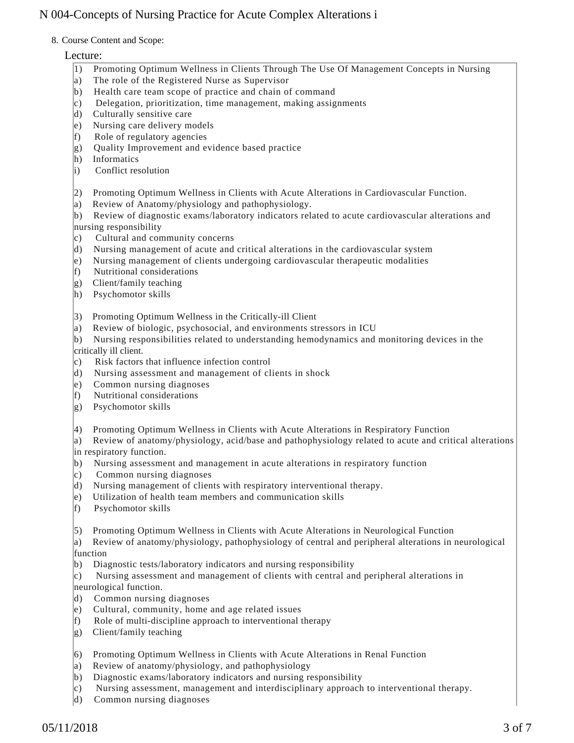8. Course Content and Scope:

Lecture:

1) Promoting Optimum Wellness in Clients Through The Use Of Management Concepts in Nursing
a) The role of the Registered Nurse as Supervisor
b) Health care team scope of practice and chain of command
c) Delegation, prioritization, time management, making assignments
d) Culturally sensitive care
e) Nursing care delivery models
f) Role of regulatory agencies
g) Quality Improvement and evidence based practice
h) Informatics
i) Conflict resolution

2) Promoting Optimum Wellness in Clients with Acute Alterations in Cardiovascular Function.
a) Review of Anatomy/physiology and pathophysiology.
b) Review of diagnostic exams/laboratory indicators related to acute cardiovascular alterations and nursing responsibility
c) Cultural and community concerns
d) Nursing management of acute and critical alterations in the cardiovascular system
e) Nursing management of clients undergoing cardiovascular therapeutic modalities
f) Nutritional considerations
g) Client/family teaching
h) Psychomotor skills

3) Promoting Optimum Wellness in the Critically-ill Client
a) Review of biologic, psychosocial, and environments stressors in ICU
b) Nursing responsibilities related to understanding hemodynamics and monitoring devices in the critically ill client.
c) Risk factors that influence infection control
d) Nursing assessment and management of clients in shock
e) Common nursing diagnoses
f) Nutritional considerations
g) Psychomotor skills

4) Promoting Optimum Wellness in Clients with Acute Alterations in Respiratory Function
a) Review of anatomy/physiology, acid/base and pathophysiology related to acute and critical alterations in respiratory function.
b) Nursing assessment and management in acute alterations in respiratory function
c) Common nursing diagnoses
d) Nursing management of clients with respiratory interventional therapy.
e) Utilization of health team members and communication skills
f) Psychomotor skills

5) Promoting Optimum Wellness in Clients with Acute Alterations in Neurological Function
a) Review of anatomy/physiology, pathophysiology of central and peripheral alterations in neurological function
b) Diagnostic tests/laboratory indicators and nursing responsibility
c) Nursing assessment and management of clients with central and peripheral alterations in neurological function.
d) Common nursing diagnoses
e) Cultural, community, home and age related issues
f) Role of multi-discipline approach to interventional therapy
g) Client/family teaching

6) Promoting Optimum Wellness in Clients with Acute Alterations in Renal Function
a) Review of anatomy/physiology, and pathophysiology
b) Diagnostic exams/laboratory indicators and nursing responsibility
c) Nursing assessment, management and interdisciplinary approach to interventional therapy.
d) Common nursing diagnoses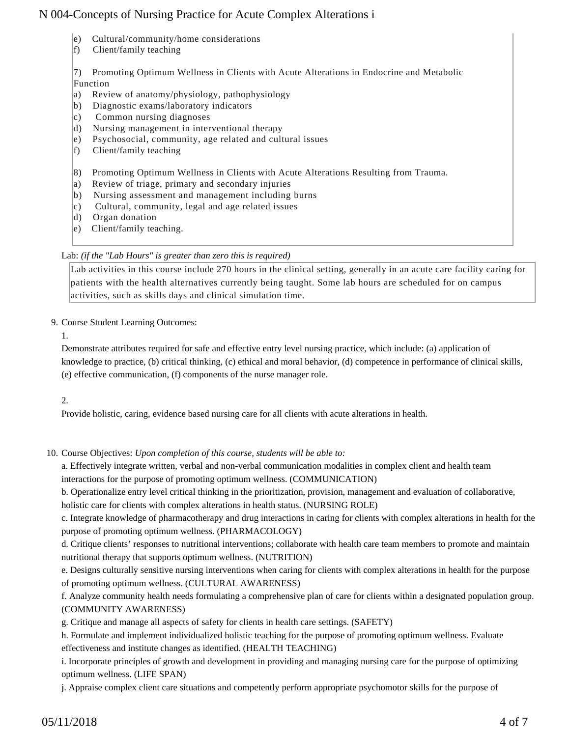e) Cultural/community/home considerations
f) Client/family teaching

7) Promoting Optimum Wellness in Clients with Acute Alterations in Endocrine and Metabolic Function
a) Review of anatomy/physiology, pathophysiology
b) Diagnostic exams/laboratory indicators
c) Common nursing diagnoses
d) Nursing management in interventional therapy
e) Psychosocial, community, age related and cultural issues
f) Client/family teaching

8) Promoting Optimum Wellness in Clients with Acute Alterations Resulting from Trauma.
a) Review of triage, primary and secondary injuries
b) Nursing assessment and management including burns
c) Cultural, community, legal and age related issues
d) Organ donation
e) Client/family teaching.

Lab: *(if the "Lab Hours" is greater than zero this is required)*

Lab activities in this course include 270 hours in the clinical setting, generally in an acute care facility caring for patients with the health alternatives currently being taught. Some lab hours are scheduled for on campus activities, such as skills days and clinical simulation time.

9. Course Student Learning Outcomes:

1.

Demonstrate attributes required for safe and effective entry level nursing practice, which include: (a) application of knowledge to practice, (b) critical thinking, (c) ethical and moral behavior, (d) competence in performance of clinical skills, (e) effective communication, (f) components of the nurse manager role.

2.

Provide holistic, caring, evidence based nursing care for all clients with acute alterations in health.

10. Course Objectives: *Upon completion of this course, students will be able to:*

a. Effectively integrate written, verbal and non-verbal communication modalities in complex client and health team interactions for the purpose of promoting optimum wellness. (COMMUNICATION)
b. Operationalize entry level critical thinking in the prioritization, provision, management and evaluation of collaborative, holistic care for clients with complex alterations in health status. (NURSING ROLE)
c. Integrate knowledge of pharmacotherapy and drug interactions in caring for clients with complex alterations in health for the purpose of promoting optimum wellness. (PHARMACOLOGY)
d. Critique clients' responses to nutritional interventions; collaborate with health care team members to promote and maintain nutritional therapy that supports optimum wellness. (NUTRITION)
e. Designs culturally sensitive nursing interventions when caring for clients with complex alterations in health for the purpose of promoting optimum wellness. (CULTURAL AWARENESS)
f. Analyze community health needs formulating a comprehensive plan of care for clients within a designated population group. (COMMUNITY AWARENESS)
g. Critique and manage all aspects of safety for clients in health care settings. (SAFETY)
h. Formulate and implement individualized holistic teaching for the purpose of promoting optimum wellness. Evaluate effectiveness and institute changes as identified. (HEALTH TEACHING)
i. Incorporate principles of growth and development in providing and managing nursing care for the purpose of optimizing optimum wellness. (LIFE SPAN)
j. Appraise complex client care situations and competently perform appropriate psychomotor skills for the purpose of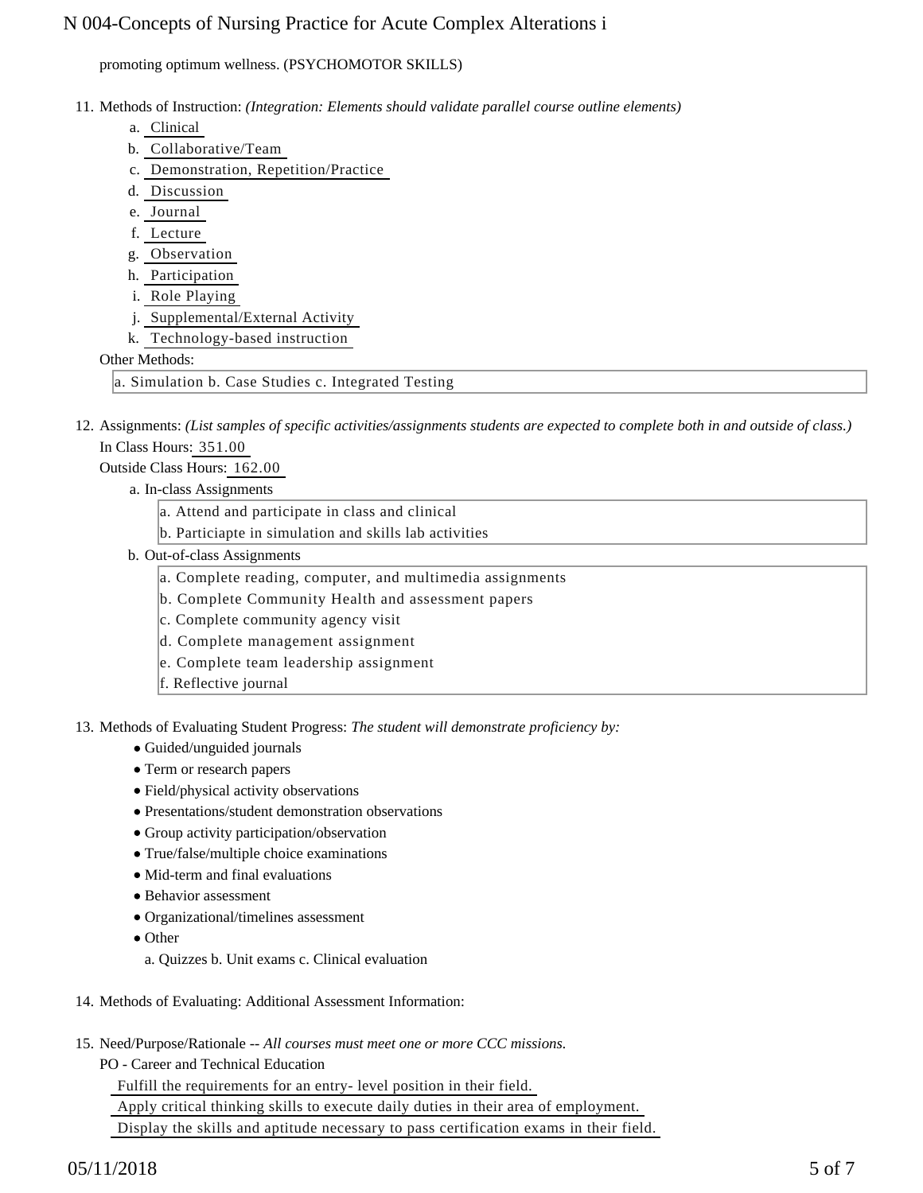promoting optimum wellness. (PSYCHOMOTOR SKILLS)

11. Methods of Instruction: *(Integration: Elements should validate parallel course outline elements)*
    a. Clinical
    b. Collaborative/Team
    c. Demonstration, Repetition/Practice
    d. Discussion
    e. Journal
    f. Lecture
    g. Observation
    h. Participation
    i. Role Playing
    j. Supplemental/External Activity
    k. Technology-based instruction

    Other Methods:

    a. Simulation b. Case Studies c. Integrated Testing

12. Assignments: *(List samples of specific activities/assignments students are expected to complete both in and outside of class.)*
    In Class Hours: 351.00
    Outside Class Hours: 162.00
    a. In-class Assignments

        a. Attend and participate in class and clinical
        b. Particiapte in simulation and skills lab activities

    b. Out-of-class Assignments

        a. Complete reading, computer, and multimedia assignments
        b. Complete Community Health and assessment papers
        c. Complete community agency visit
        d. Complete management assignment
        e. Complete team leadership assignment
        f. Reflective journal

13. Methods of Evaluating Student Progress: *The student will demonstrate proficiency by:*
    - Guided/unguided journals
    - Term or research papers
    - Field/physical activity observations
    - Presentations/student demonstration observations
    - Group activity participation/observation
    - True/false/multiple choice examinations
    - Mid-term and final evaluations
    - Behavior assessment
    - Organizational/timelines assessment
    - Other

      a. Quizzes b. Unit exams c. Clinical evaluation

14. Methods of Evaluating: Additional Assessment Information:

15. Need/Purpose/Rationale -- *All courses must meet one or more CCC missions.*
    PO - Career and Technical Education
    Fulfill the requirements for an entry- level position in their field.
    Apply critical thinking skills to execute daily duties in their area of employment.
    Display the skills and aptitude necessary to pass certification exams in their field.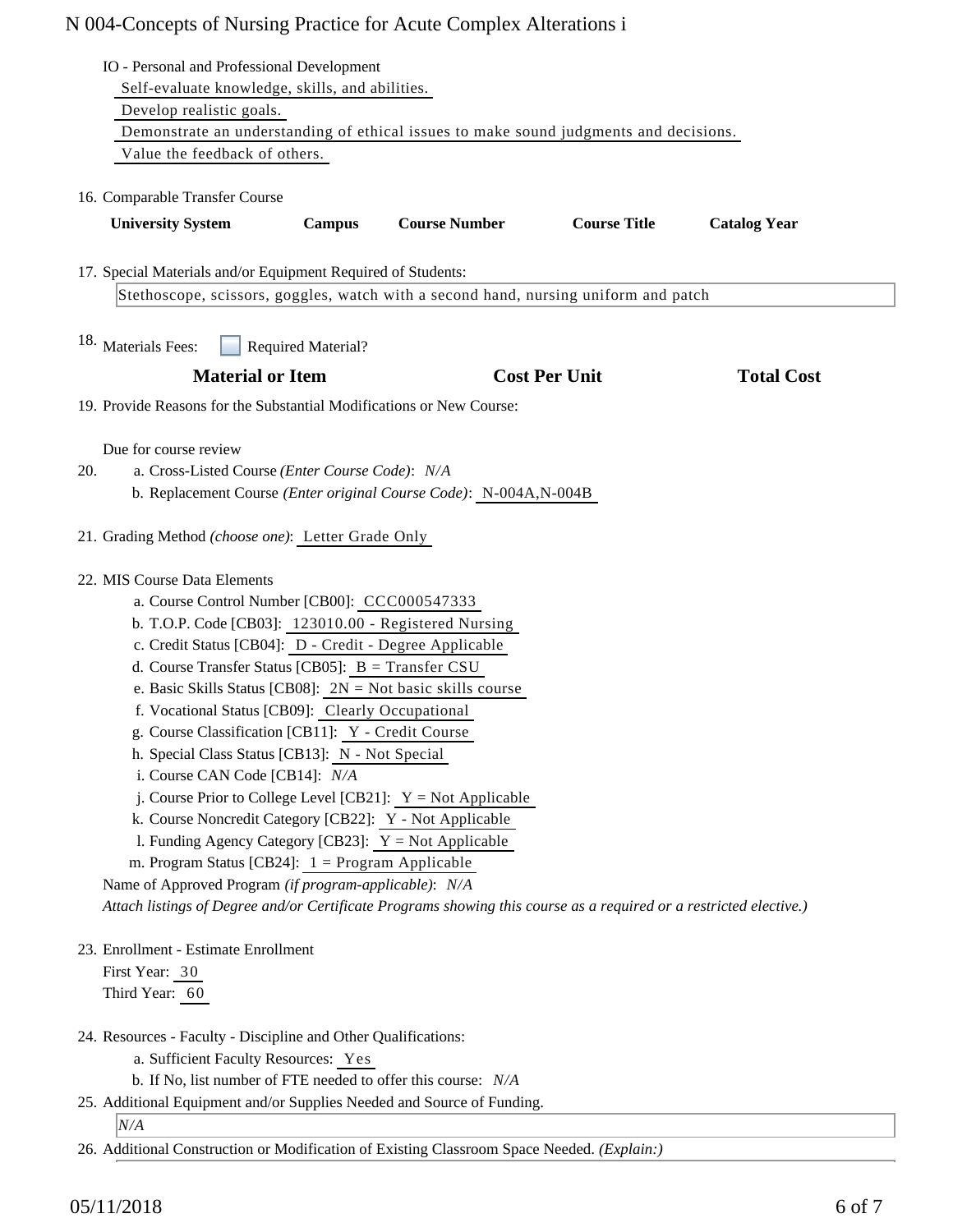IO - Personal and Professional Development

- Self-evaluate knowledge, skills, and abilities.
- Develop realistic goals.
- Demonstrate an understanding of ethical issues to make sound judgments and decisions.
- Value the feedback of others.

16. Comparable Transfer Course

| University System | Campus | Course Number | Course Title | Catalog Year |
|---|---|---|---|---|

17. Special Materials and/or Equipment Required of Students:

Stethoscope, scissors, goggles, watch with a second hand, nursing uniform and patch

18. Materials Fees: ☐ Required Material?

| Material or Item | Cost Per Unit | Total Cost |
|---|---|---|

19. Provide Reasons for the Substantial Modifications or New Course:

Due for course review

20. a. Cross-Listed Course *(Enter Course Code)*: *N/A*
    b. Replacement Course *(Enter original Course Code)*: N-004A,N-004B

21. Grading Method *(choose one)*: Letter Grade Only

22. MIS Course Data Elements
    a. Course Control Number [CB00]: CCC000547333
    b. T.O.P. Code [CB03]: 123010.00 - Registered Nursing
    c. Credit Status [CB04]: D - Credit - Degree Applicable
    d. Course Transfer Status [CB05]: B = Transfer CSU
    e. Basic Skills Status [CB08]: 2N = Not basic skills course
    f. Vocational Status [CB09]: Clearly Occupational
    g. Course Classification [CB11]: Y - Credit Course
    h. Special Class Status [CB13]: N - Not Special
    i. Course CAN Code [CB14]: *N/A*
    j. Course Prior to College Level [CB21]: Y = Not Applicable
    k. Course Noncredit Category [CB22]: Y - Not Applicable
    l. Funding Agency Category [CB23]: Y = Not Applicable
    m. Program Status [CB24]: 1 = Program Applicable

    Name of Approved Program *(if program-applicable)*: *N/A*

    *Attach listings of Degree and/or Certificate Programs showing this course as a required or a restricted elective.)*

23. Enrollment - Estimate Enrollment
    First Year: 30
    Third Year: 60

24. Resources - Faculty - Discipline and Other Qualifications:
    a. Sufficient Faculty Resources: Yes
    b. If No, list number of FTE needed to offer this course: *N/A*

25. Additional Equipment and/or Supplies Needed and Source of Funding.

    *N/A*

26. Additional Construction or Modification of Existing Classroom Space Needed. *(Explain:)*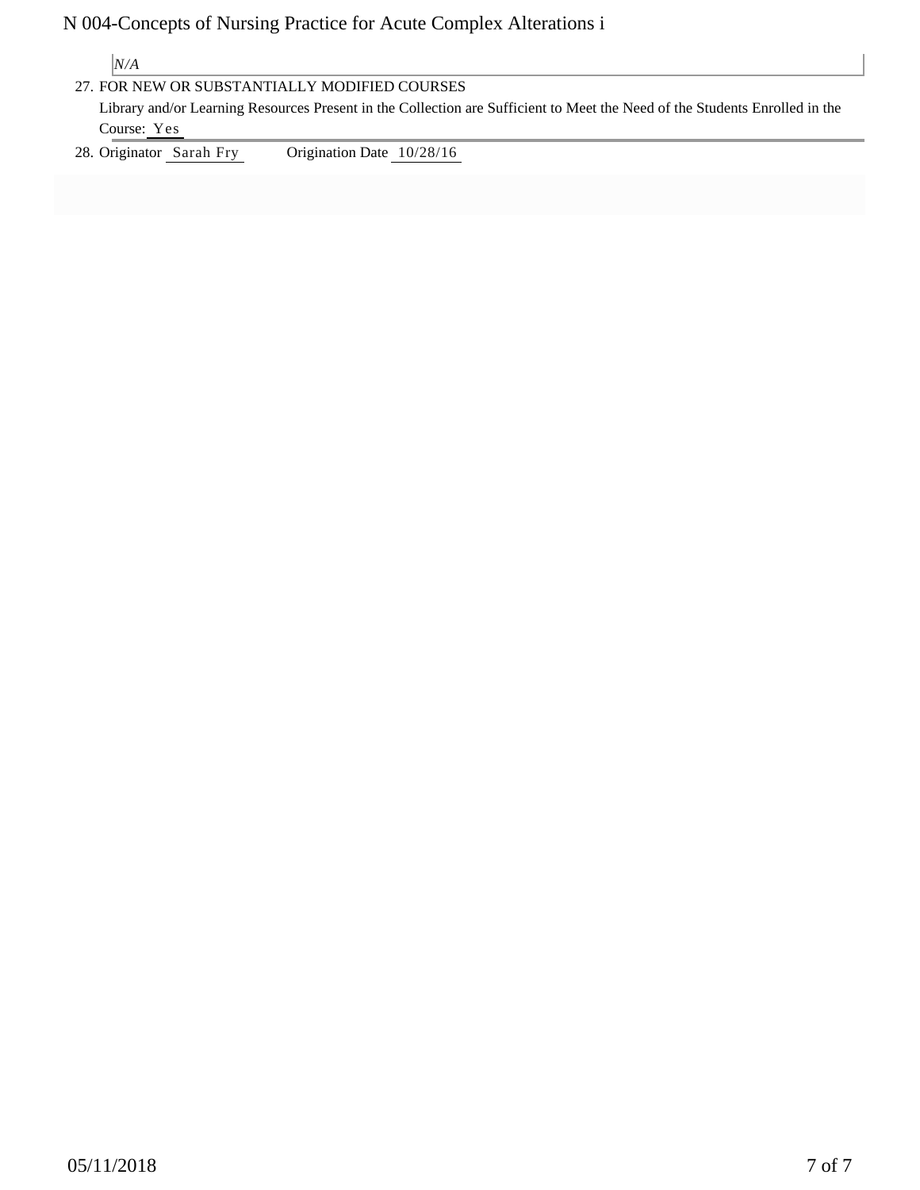*N/A*

27. FOR NEW OR SUBSTANTIALLY MODIFIED COURSES

    Library and/or Learning Resources Present in the Collection are Sufficient to Meet the Need of the Students Enrolled in the Course: Yes

28. Originator Sarah Fry    Origination Date 10/28/16